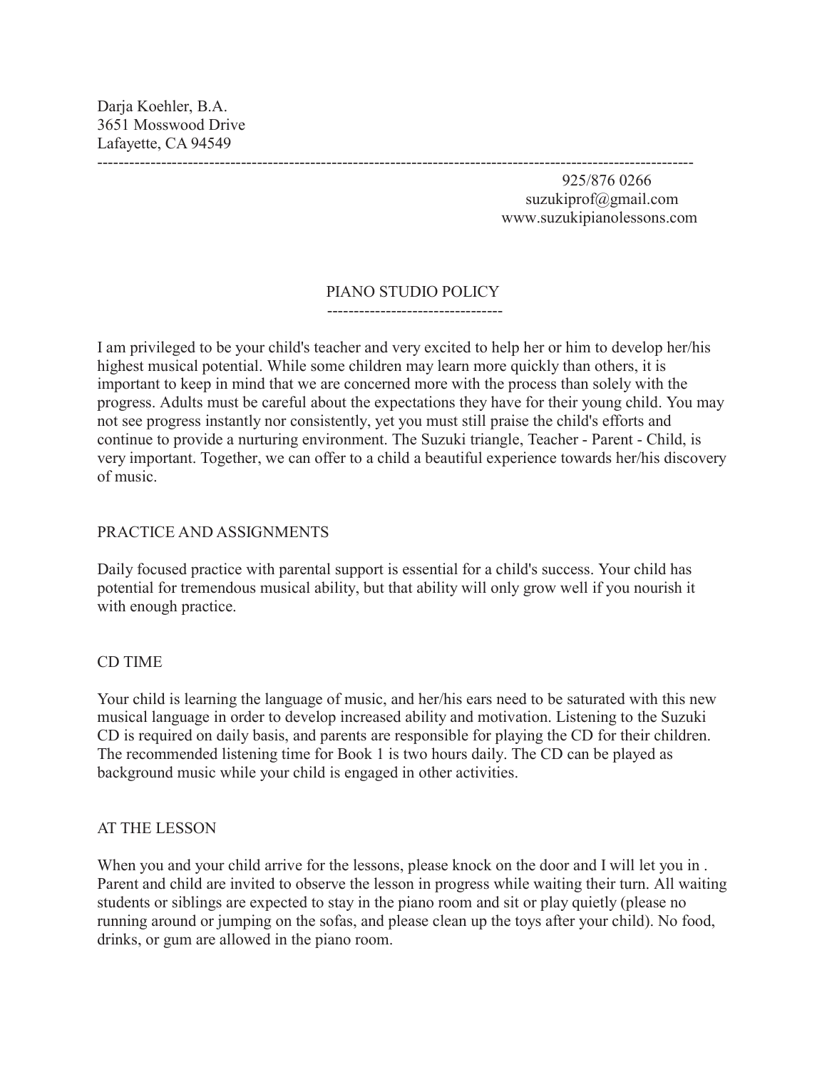Darja Koehler, B.A.
3651 Mosswood Drive
Lafayette, CA 94549

---

925/876 0266
suzukiprof@gmail.com
www.suzukipianolessons.com

# PIANO STUDIO POLICY

I am privileged to be your child's teacher and very excited to help her or him to develop her/his highest musical potential. While some children may learn more quickly than others, it is important to keep in mind that we are concerned more with the process than solely with the progress. Adults must be careful about the expectations they have for their young child. You may not see progress instantly nor consistently, yet you must still praise the child's efforts and continue to provide a nurturing environment. The Suzuki triangle, Teacher - Parent - Child, is very important. Together, we can offer to a child a beautiful experience towards her/his discovery of music.

## PRACTICE AND ASSIGNMENTS

Daily focused practice with parental support is essential for a child's success. Your child has potential for tremendous musical ability, but that ability will only grow well if you nourish it with enough practice.

## CD TIME

Your child is learning the language of music, and her/his ears need to be saturated with this new musical language in order to develop increased ability and motivation. Listening to the Suzuki CD is required on daily basis, and parents are responsible for playing the CD for their children. The recommended listening time for Book 1 is two hours daily. The CD can be played as background music while your child is engaged in other activities.

## AT THE LESSON

When you and your child arrive for the lessons, please knock on the door and I will let you in . Parent and child are invited to observe the lesson in progress while waiting their turn. All waiting students or siblings are expected to stay in the piano room and sit or play quietly (please no running around or jumping on the sofas, and please clean up the toys after your child). No food, drinks, or gum are allowed in the piano room.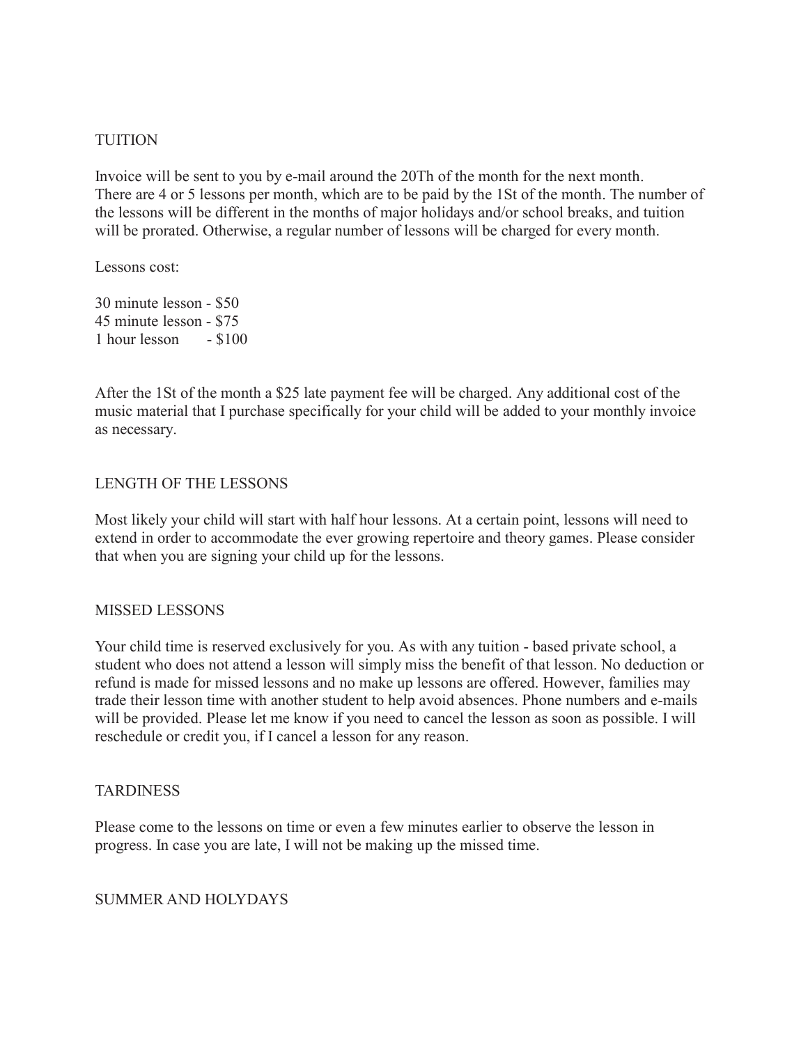## TUITION

Invoice will be sent to you by e-mail around the 20Th of the month for the next month. There are 4 or 5 lessons per month, which are to be paid by the 1St of the month. The number of the lessons will be different in the months of major holidays and/or school breaks, and tuition will be prorated. Otherwise, a regular number of lessons will be charged for every month.

Lessons cost:

30 minute lesson - $50
45 minute lesson - $75
1 hour lesson - $100

After the 1St of the month a $25 late payment fee will be charged. Any additional cost of the music material that I purchase specifically for your child will be added to your monthly invoice as necessary.

## LENGTH OF THE LESSONS

Most likely your child will start with half hour lessons. At a certain point, lessons will need to extend in order to accommodate the ever growing repertoire and theory games. Please consider that when you are signing your child up for the lessons.

## MISSED LESSONS

Your child time is reserved exclusively for you. As with any tuition - based private school, a student who does not attend a lesson will simply miss the benefit of that lesson. No deduction or refund is made for missed lessons and no make up lessons are offered. However, families may trade their lesson time with another student to help avoid absences. Phone numbers and e-mails will be provided. Please let me know if you need to cancel the lesson as soon as possible. I will reschedule or credit you, if I cancel a lesson for any reason.

## TARDINESS

Please come to the lessons on time or even a few minutes earlier to observe the lesson in progress. In case you are late, I will not be making up the missed time.

## SUMMER AND HOLYDAYS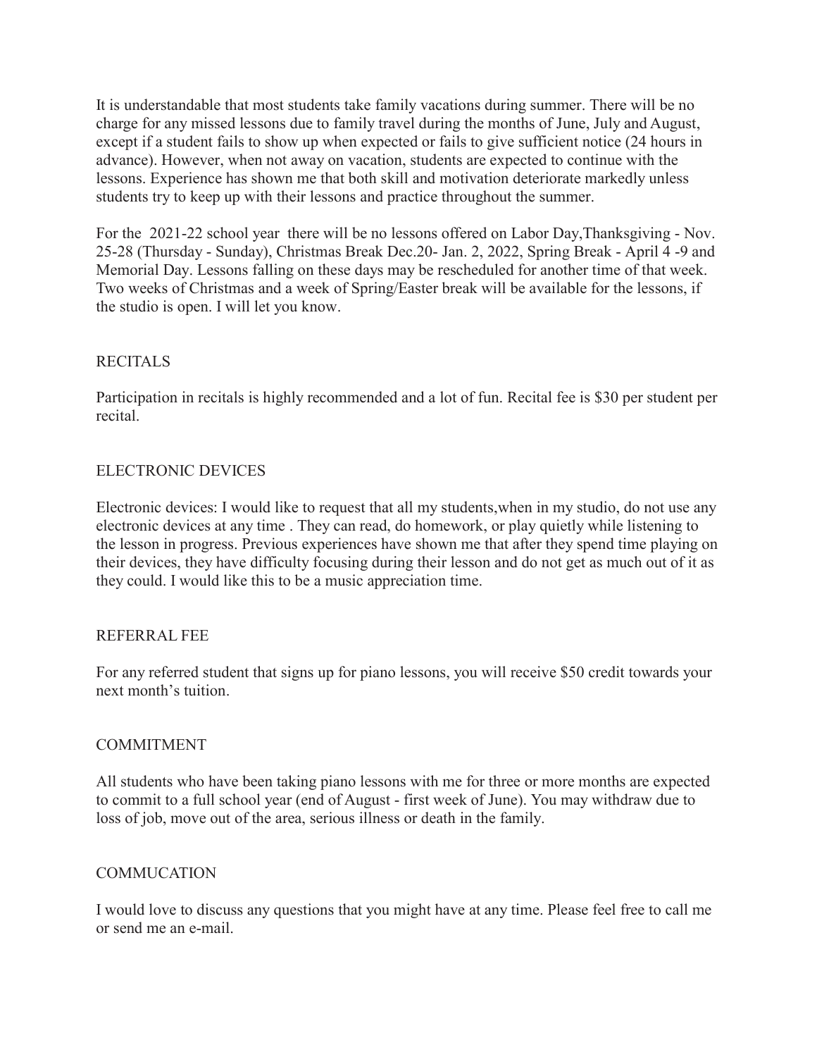It is understandable that most students take family vacations during summer. There will be no charge for any missed lessons due to family travel during the months of June, July and August, except if a student fails to show up when expected or fails to give sufficient notice (24 hours in advance). However, when not away on vacation, students are expected to continue with the lessons. Experience has shown me that both skill and motivation deteriorate markedly unless students try to keep up with their lessons and practice throughout the summer.

For the 2021-22 school year there will be no lessons offered on Labor Day,Thanksgiving - Nov. 25-28 (Thursday - Sunday), Christmas Break Dec.20- Jan. 2, 2022, Spring Break - April 4 -9 and Memorial Day. Lessons falling on these days may be rescheduled for another time of that week. Two weeks of Christmas and a week of Spring/Easter break will be available for the lessons, if the studio is open. I will let you know.

## RECITALS

Participation in recitals is highly recommended and a lot of fun. Recital fee is $30 per student per recital.

## ELECTRONIC DEVICES

Electronic devices: I would like to request that all my students,when in my studio, do not use any electronic devices at any time . They can read, do homework, or play quietly while listening to the lesson in progress. Previous experiences have shown me that after they spend time playing on their devices, they have difficulty focusing during their lesson and do not get as much out of it as they could. I would like this to be a music appreciation time.

## REFERRAL FEE

For any referred student that signs up for piano lessons, you will receive $50 credit towards your next month's tuition.

## COMMITMENT

All students who have been taking piano lessons with me for three or more months are expected to commit to a full school year (end of August - first week of June). You may withdraw due to loss of job, move out of the area, serious illness or death in the family.

## COMMUCATION

I would love to discuss any questions that you might have at any time. Please feel free to call me or send me an e-mail.